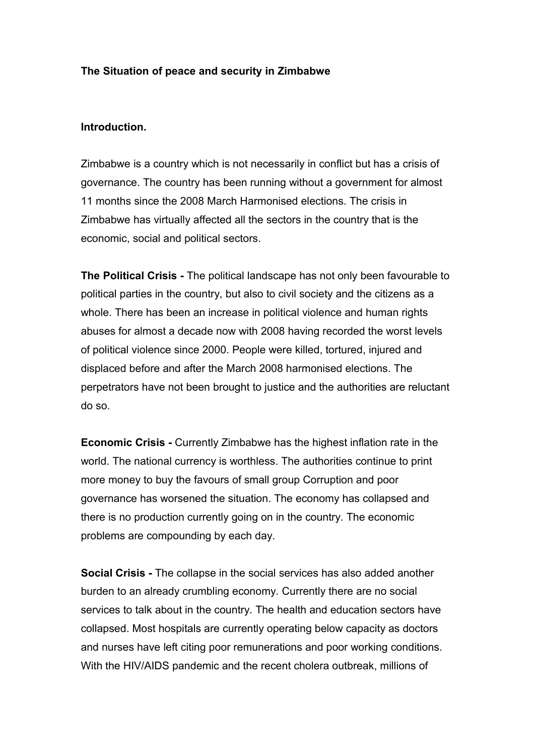**The Situation of peace and security in Zimbabwe**

**Introduction.**

Zimbabwe is a country which is not necessarily in conflict but has a crisis of governance. The country has been running without a government for almost 11 months since the 2008 March Harmonised elections. The crisis in Zimbabwe has virtually affected all the sectors in the country that is the economic, social and political sectors.

**The Political Crisis -** The political landscape has not only been favourable to political parties in the country, but also to civil society and the citizens as a whole. There has been an increase in political violence and human rights abuses for almost a decade now with 2008 having recorded the worst levels of political violence since 2000. People were killed, tortured, injured and displaced before and after the March 2008 harmonised elections. The perpetrators have not been brought to justice and the authorities are reluctant do so.

**Economic Crisis -** Currently Zimbabwe has the highest inflation rate in the world. The national currency is worthless. The authorities continue to print more money to buy the favours of small group Corruption and poor governance has worsened the situation. The economy has collapsed and there is no production currently going on in the country. The economic problems are compounding by each day.

**Social Crisis -** The collapse in the social services has also added another burden to an already crumbling economy. Currently there are no social services to talk about in the country. The health and education sectors have collapsed. Most hospitals are currently operating below capacity as doctors and nurses have left citing poor remunerations and poor working conditions. With the HIV/AIDS pandemic and the recent cholera outbreak, millions of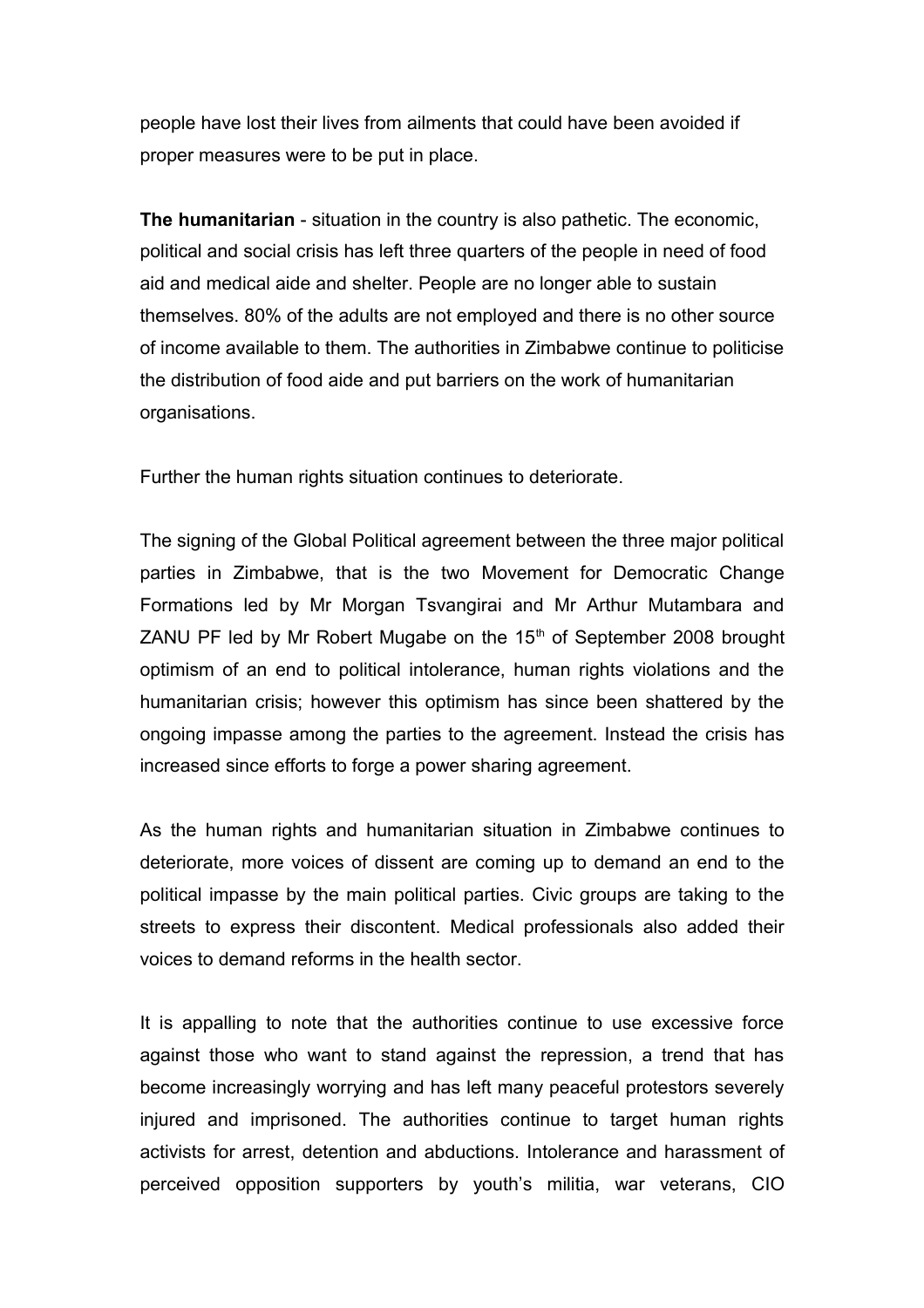people have lost their lives from ailments that could have been avoided if proper measures were to be put in place.

**The humanitarian** - situation in the country is also pathetic. The economic, political and social crisis has left three quarters of the people in need of food aid and medical aide and shelter. People are no longer able to sustain themselves. 80% of the adults are not employed and there is no other source of income available to them. The authorities in Zimbabwe continue to politicise the distribution of food aide and put barriers on the work of humanitarian organisations.

Further the human rights situation continues to deteriorate.

The signing of the Global Political agreement between the three major political parties in Zimbabwe, that is the two Movement for Democratic Change Formations led by Mr Morgan Tsvangirai and Mr Arthur Mutambara and ZANU PF led by Mr Robert Mugabe on the 15th of September 2008 brought optimism of an end to political intolerance, human rights violations and the humanitarian crisis; however this optimism has since been shattered by the ongoing impasse among the parties to the agreement. Instead the crisis has increased since efforts to forge a power sharing agreement.

As the human rights and humanitarian situation in Zimbabwe continues to deteriorate, more voices of dissent are coming up to demand an end to the political impasse by the main political parties. Civic groups are taking to the streets to express their discontent. Medical professionals also added their voices to demand reforms in the health sector.

It is appalling to note that the authorities continue to use excessive force against those who want to stand against the repression, a trend that has become increasingly worrying and has left many peaceful protestors severely injured and imprisoned. The authorities continue to target human rights activists for arrest, detention and abductions. Intolerance and harassment of perceived opposition supporters by youth's militia, war veterans, CIO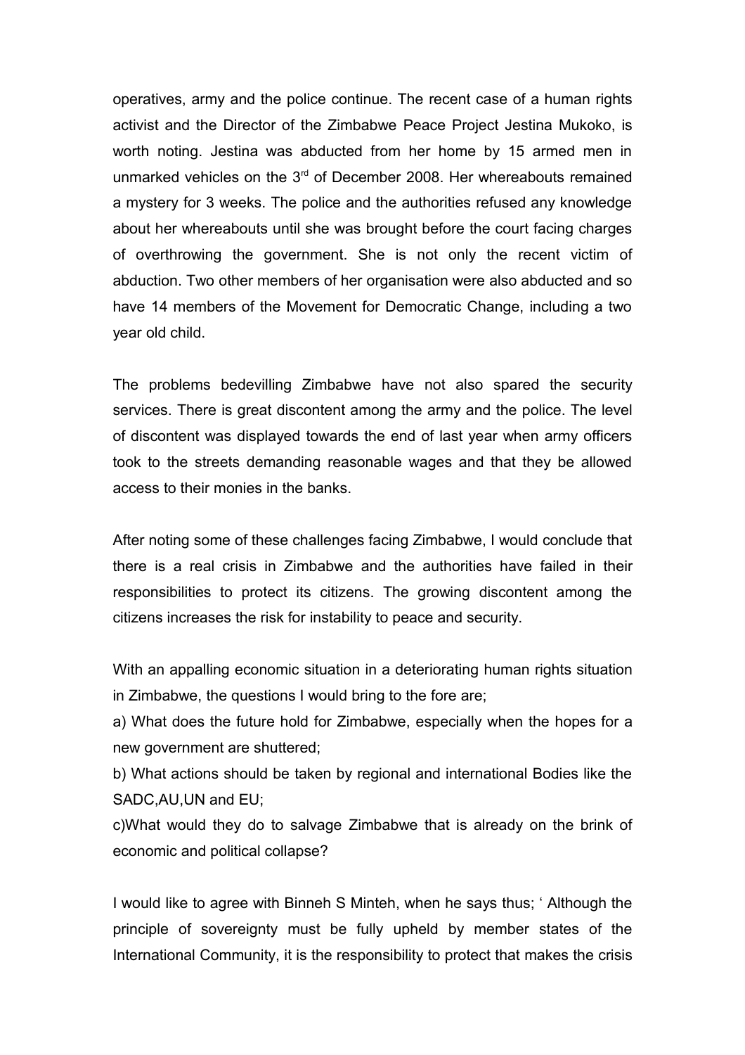operatives, army and the police continue. The recent case of a human rights activist and the Director of the Zimbabwe Peace Project Jestina Mukoko, is worth noting. Jestina was abducted from her home by 15 armed men in unmarked vehicles on the 3rd of December 2008. Her whereabouts remained a mystery for 3 weeks. The police and the authorities refused any knowledge about her whereabouts until she was brought before the court facing charges of overthrowing the government. She is not only the recent victim of abduction. Two other members of her organisation were also abducted and so have 14 members of the Movement for Democratic Change, including a two year old child.

The problems bedevilling Zimbabwe have not also spared the security services. There is great discontent among the army and the police. The level of discontent was displayed towards the end of last year when army officers took to the streets demanding reasonable wages and that they be allowed access to their monies in the banks.

After noting some of these challenges facing Zimbabwe, I would conclude that there is a real crisis in Zimbabwe and the authorities have failed in their responsibilities to protect its citizens. The growing discontent among the citizens increases the risk for instability to peace and security.

With an appalling economic situation in a deteriorating human rights situation in Zimbabwe, the questions I would bring to the fore are;

a) What does the future hold for Zimbabwe, especially when the hopes for a new government are shuttered;

b) What actions should be taken by regional and international Bodies like the SADC,AU,UN and EU;

c)What would they do to salvage Zimbabwe that is already on the brink of economic and political collapse?

I would like to agree with Binneh S Minteh, when he says thus; ‘ Although the principle of sovereignty must be fully upheld by member states of the International Community, it is the responsibility to protect that makes the crisis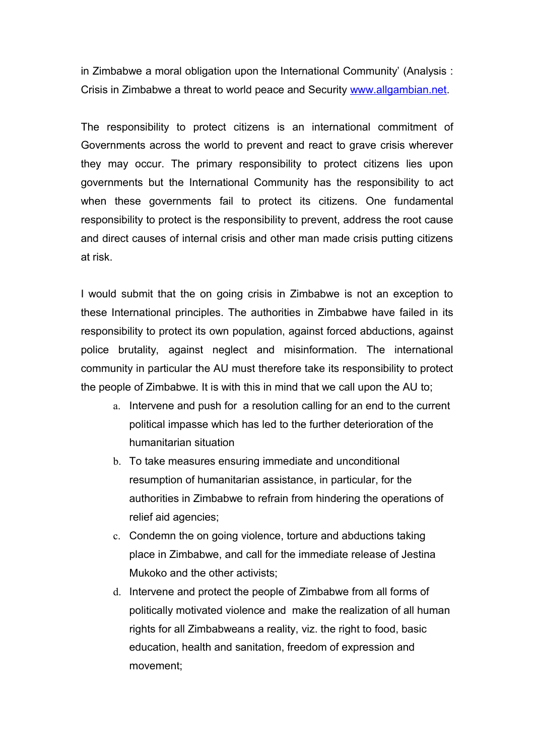in Zimbabwe a moral obligation upon the International Community' (Analysis : Crisis in Zimbabwe a threat to world peace and Security www.allgambian.net.

The responsibility to protect citizens is an international commitment of Governments across the world to prevent and react to grave crisis wherever they may occur. The primary responsibility to protect citizens lies upon governments but the International Community has the responsibility to act when these governments fail to protect its citizens. One fundamental responsibility to protect is the responsibility to prevent, address the root cause and direct causes of internal crisis and other man made crisis putting citizens at risk.

I would submit that the on going crisis in Zimbabwe is not an exception to these International principles. The authorities in Zimbabwe have failed in its responsibility to protect its own population, against forced abductions, against police brutality, against neglect and misinformation. The international community in particular the AU must therefore take its responsibility to protect the people of Zimbabwe. It is with this in mind that we call upon the AU to;

a. Intervene and push for a resolution calling for an end to the current political impasse which has led to the further deterioration of the humanitarian situation
b. To take measures ensuring immediate and unconditional resumption of humanitarian assistance, in particular, for the authorities in Zimbabwe to refrain from hindering the operations of relief aid agencies;
c. Condemn the on going violence, torture and abductions taking place in Zimbabwe, and call for the immediate release of Jestina Mukoko and the other activists;
d. Intervene and protect the people of Zimbabwe from all forms of politically motivated violence and make the realization of all human rights for all Zimbabweans a reality, viz. the right to food, basic education, health and sanitation, freedom of expression and movement;